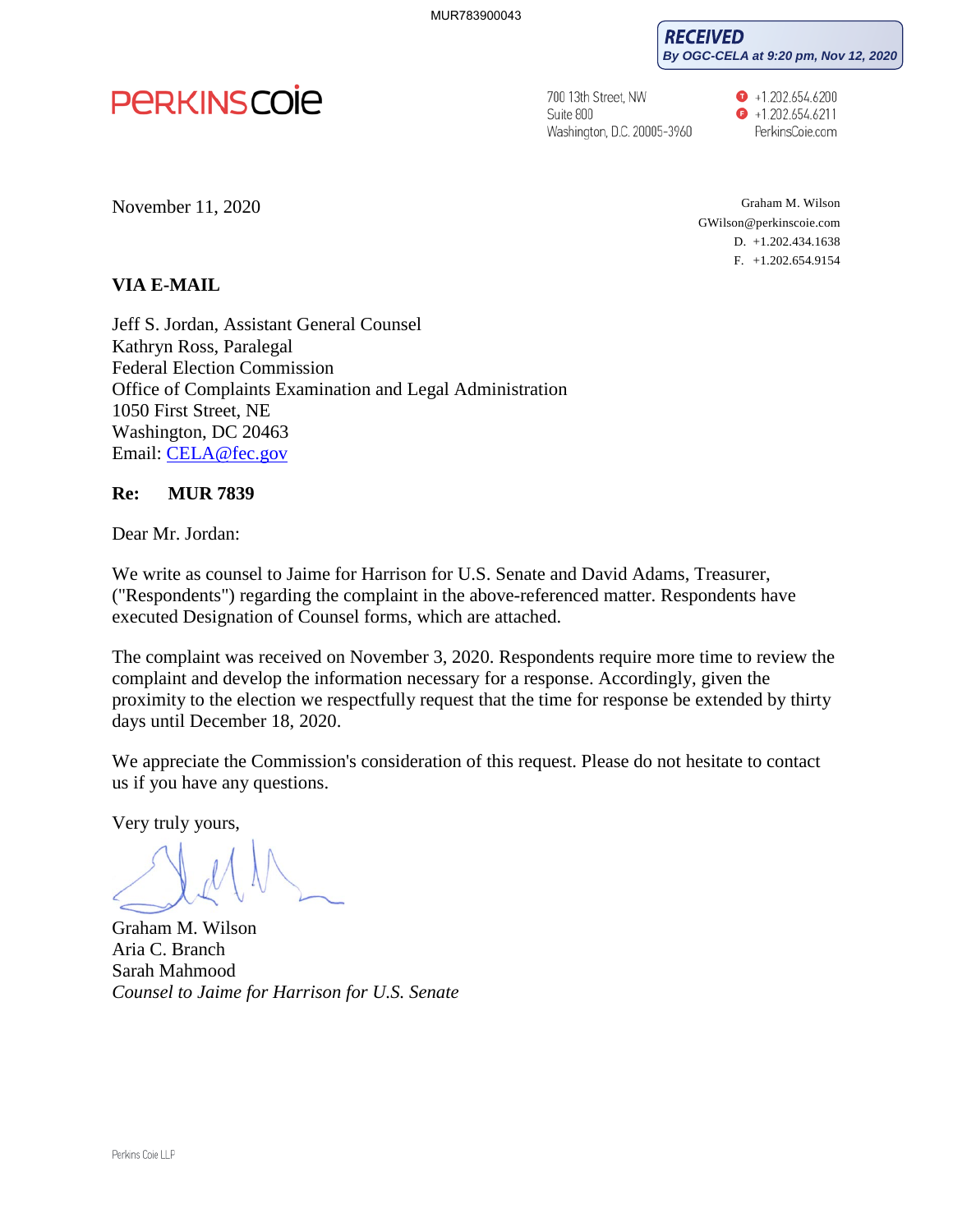MUR783900043

**RECEIVED**
*By OGC-CELA at 9:20 pm, Nov 12, 2020*

PERKINS COIE

700 13th Street, NW
Suite 800
Washington, D.C. 20005-3960

+1.202.654.6200
+1.202.654.6211
PerkinsCoie.com

November 11, 2020

Graham M. Wilson
GWilson@perkinscoie.com
D. +1.202.434.1638
F. +1.202.654.9154

**VIA E-MAIL**

Jeff S. Jordan, Assistant General Counsel
Kathryn Ross, Paralegal
Federal Election Commission
Office of Complaints Examination and Legal Administration
1050 First Street, NE
Washington, DC 20463
Email: CELA@fec.gov

**Re: MUR 7839**

Dear Mr. Jordan:

We write as counsel to Jaime for Harrison for U.S. Senate and David Adams, Treasurer, ("Respondents") regarding the complaint in the above-referenced matter. Respondents have executed Designation of Counsel forms, which are attached.

The complaint was received on November 3, 2020. Respondents require more time to review the complaint and develop the information necessary for a response. Accordingly, given the proximity to the election we respectfully request that the time for response be extended by thirty days until December 18, 2020.

We appreciate the Commission's consideration of this request. Please do not hesitate to contact us if you have any questions.

Very truly yours,

Graham M. Wilson
Aria C. Branch
Sarah Mahmood
*Counsel to Jaime for Harrison for U.S. Senate*

Perkins Coie LLP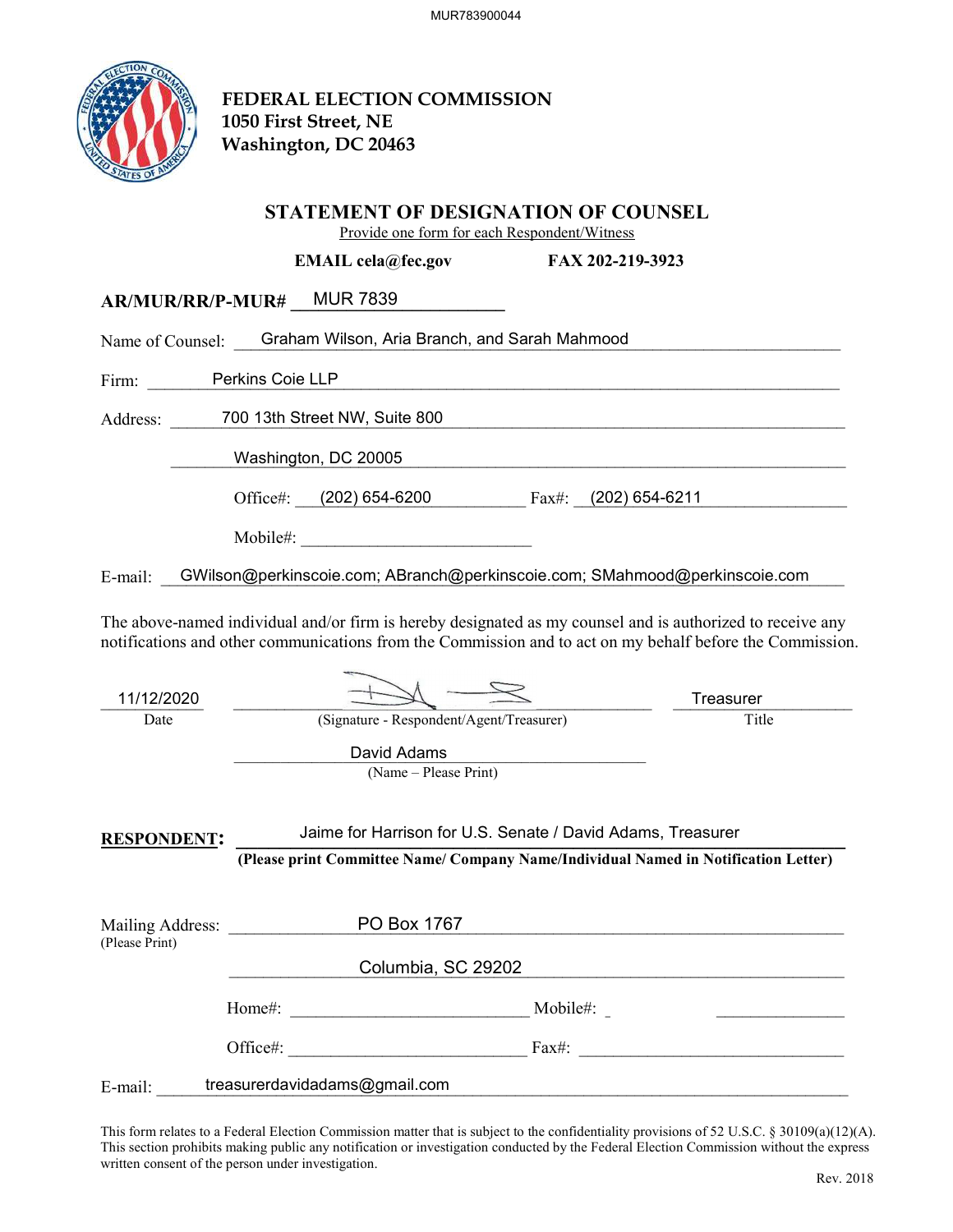**FEDERAL ELECTION COMMISSION**
**1050 First Street, NE**
**Washington, DC 20463**

## STATEMENT OF DESIGNATION OF COUNSEL

Provide one form for each Respondent/Witness

**EMAIL cela@fec.gov** **FAX 202-219-3923**

**AR/MUR/RR/P-MUR#** MUR 7839

Name of Counsel: Graham Wilson, Aria Branch, and Sarah Mahmood

Firm: Perkins Coie LLP

Address: 700 13th Street NW, Suite 800

Washington, DC 20005

Office#: (202) 654-6200 Fax#: (202) 654-6211

Mobile#: ____________

E-mail: GWilson@perkinscoie.com; ABranch@perkinscoie.com; SMahmood@perkinscoie.com

The above-named individual and/or firm is hereby designated as my counsel and is authorized to receive any notifications and other communications from the Commission and to act on my behalf before the Commission.

| | | |
|---|---|---|
| 11/12/2020 | [Signature] | Treasurer |
| Date | (Signature - Respondent/Agent/Treasurer) | Title |

David Adams
(Name – Please Print)

**RESPONDENT:** Jaime for Harrison for U.S. Senate / David Adams, Treasurer
**(Please print Committee Name/ Company Name/Individual Named in Notification Letter)**

Mailing Address: PO Box 1767
(Please Print)
Columbia, SC 29202

Home#: ____________ Mobile#: ____________

Office#: ____________ Fax#: ____________

E-mail: treasurerdavidadams@gmail.com

This form relates to a Federal Election Commission matter that is subject to the confidentiality provisions of 52 U.S.C. § 30109(a)(12)(A). This section prohibits making public any notification or investigation conducted by the Federal Election Commission without the express written consent of the person under investigation.

Rev. 2018